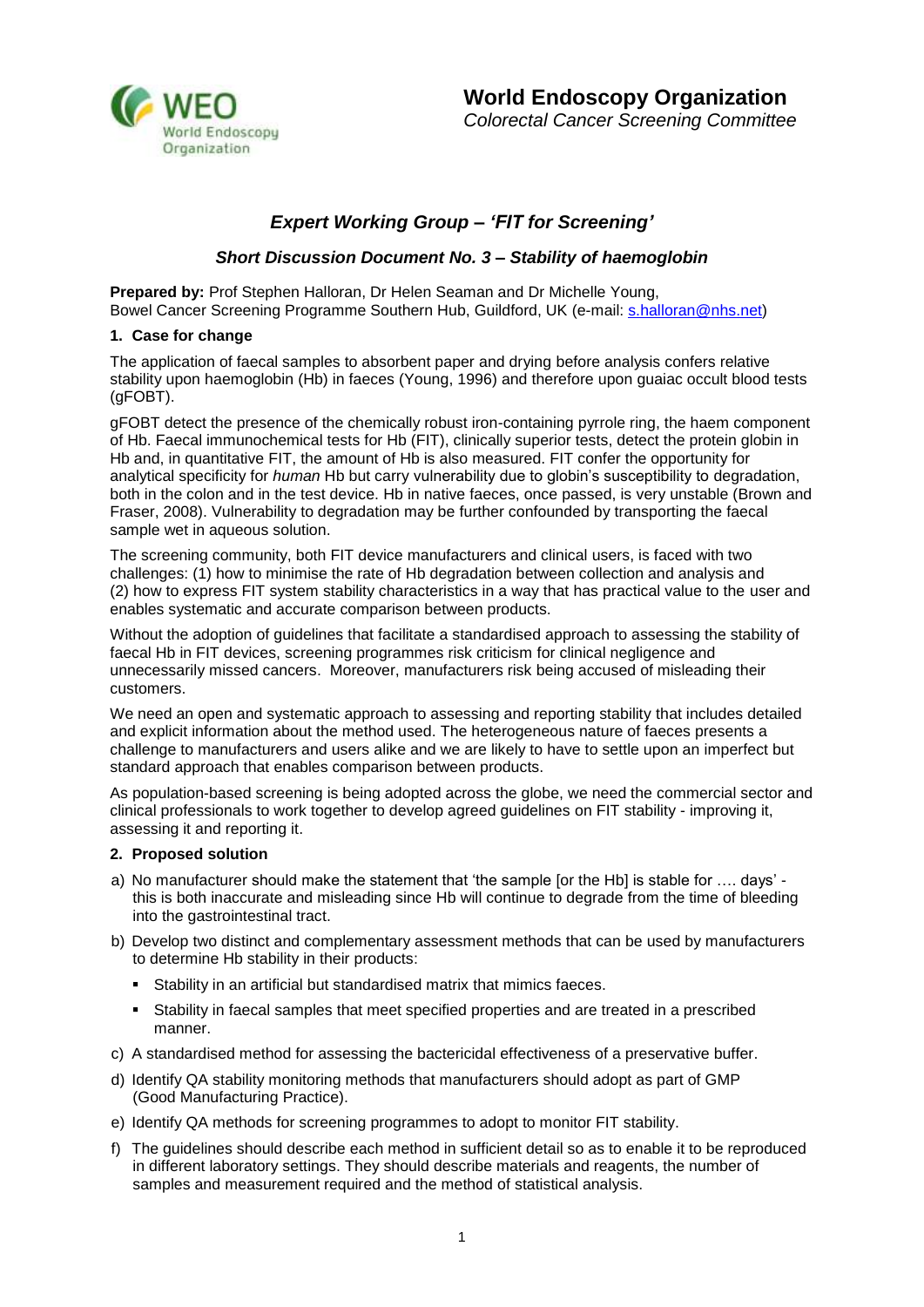**World Endoscopy Organization**
*Colorectal Cancer Screening Committee*

## *Expert Working Group – 'FIT for Screening'*

### *Short Discussion Document No. 3 – Stability of haemoglobin*

**Prepared by:** Prof Stephen Halloran, Dr Helen Seaman and Dr Michelle Young,
Bowel Cancer Screening Programme Southern Hub, Guildford, UK (e-mail: s.halloran@nhs.net)

### 1. Case for change

The application of faecal samples to absorbent paper and drying before analysis confers relative stability upon haemoglobin (Hb) in faeces (Young, 1996) and therefore upon guaiac occult blood tests (gFOBT).

gFOBT detect the presence of the chemically robust iron-containing pyrrole ring, the haem component of Hb. Faecal immunochemical tests for Hb (FIT), clinically superior tests, detect the protein globin in Hb and, in quantitative FIT, the amount of Hb is also measured. FIT confer the opportunity for analytical specificity for *human* Hb but carry vulnerability due to globin's susceptibility to degradation, both in the colon and in the test device. Hb in native faeces, once passed, is very unstable (Brown and Fraser, 2008). Vulnerability to degradation may be further confounded by transporting the faecal sample wet in aqueous solution.

The screening community, both FIT device manufacturers and clinical users, is faced with two challenges: (1) how to minimise the rate of Hb degradation between collection and analysis and (2) how to express FIT system stability characteristics in a way that has practical value to the user and enables systematic and accurate comparison between products.

Without the adoption of guidelines that facilitate a standardised approach to assessing the stability of faecal Hb in FIT devices, screening programmes risk criticism for clinical negligence and unnecessarily missed cancers. Moreover, manufacturers risk being accused of misleading their customers.

We need an open and systematic approach to assessing and reporting stability that includes detailed and explicit information about the method used. The heterogeneous nature of faeces presents a challenge to manufacturers and users alike and we are likely to have to settle upon an imperfect but standard approach that enables comparison between products.

As population-based screening is being adopted across the globe, we need the commercial sector and clinical professionals to work together to develop agreed guidelines on FIT stability - improving it, assessing it and reporting it.

### 2. Proposed solution

a) No manufacturer should make the statement that 'the sample [or the Hb] is stable for …. days' - this is both inaccurate and misleading since Hb will continue to degrade from the time of bleeding into the gastrointestinal tract.

b) Develop two distinct and complementary assessment methods that can be used by manufacturers to determine Hb stability in their products:
   - Stability in an artificial but standardised matrix that mimics faeces.
   - Stability in faecal samples that meet specified properties and are treated in a prescribed manner.

c) A standardised method for assessing the bactericidal effectiveness of a preservative buffer.

d) Identify QA stability monitoring methods that manufacturers should adopt as part of GMP (Good Manufacturing Practice).

e) Identify QA methods for screening programmes to adopt to monitor FIT stability.

f) The guidelines should describe each method in sufficient detail so as to enable it to be reproduced in different laboratory settings. They should describe materials and reagents, the number of samples and measurement required and the method of statistical analysis.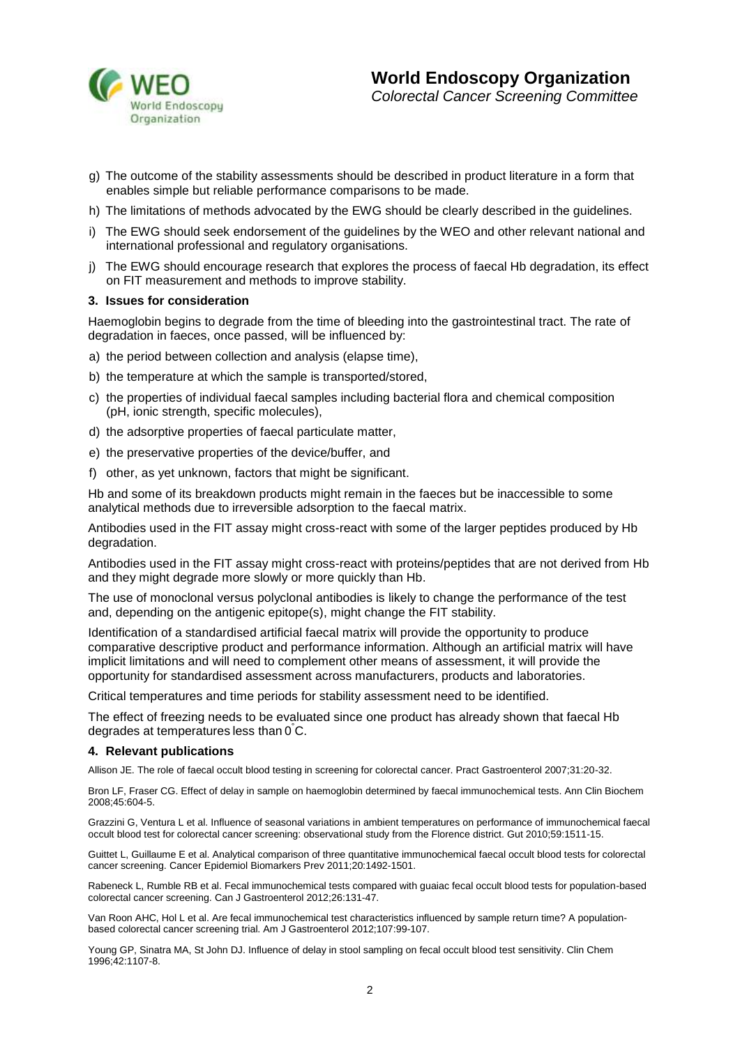g) The outcome of the stability assessments should be described in product literature in a form that enables simple but reliable performance comparisons to be made.

h) The limitations of methods advocated by the EWG should be clearly described in the guidelines.

i) The EWG should seek endorsement of the guidelines by the WEO and other relevant national and international professional and regulatory organisations.

j) The EWG should encourage research that explores the process of faecal Hb degradation, its effect on FIT measurement and methods to improve stability.

### 3. Issues for consideration

Haemoglobin begins to degrade from the time of bleeding into the gastrointestinal tract. The rate of degradation in faeces, once passed, will be influenced by:

a) the period between collection and analysis (elapse time),

b) the temperature at which the sample is transported/stored,

c) the properties of individual faecal samples including bacterial flora and chemical composition (pH, ionic strength, specific molecules),

d) the adsorptive properties of faecal particulate matter,

e) the preservative properties of the device/buffer, and

f) other, as yet unknown, factors that might be significant.

Hb and some of its breakdown products might remain in the faeces but be inaccessible to some analytical methods due to irreversible adsorption to the faecal matrix.

Antibodies used in the FIT assay might cross-react with some of the larger peptides produced by Hb degradation.

Antibodies used in the FIT assay might cross-react with proteins/peptides that are not derived from Hb and they might degrade more slowly or more quickly than Hb.

The use of monoclonal versus polyclonal antibodies is likely to change the performance of the test and, depending on the antigenic epitope(s), might change the FIT stability.

Identification of a standardised artificial faecal matrix will provide the opportunity to produce comparative descriptive product and performance information. Although an artificial matrix will have implicit limitations and will need to complement other means of assessment, it will provide the opportunity for standardised assessment across manufacturers, products and laboratories.

Critical temperatures and time periods for stability assessment need to be identified.

The effect of freezing needs to be evaluated since one product has already shown that faecal Hb degrades at temperatures less than 0°C.

### 4. Relevant publications

Allison JE. The role of faecal occult blood testing in screening for colorectal cancer. Pract Gastroenterol 2007;31:20-32.

Bron LF, Fraser CG. Effect of delay in sample on haemoglobin determined by faecal immunochemical tests. Ann Clin Biochem 2008;45:604-5.

Grazzini G, Ventura L et al. Influence of seasonal variations in ambient temperatures on performance of immunochemical faecal occult blood test for colorectal cancer screening: observational study from the Florence district. Gut 2010;59:1511-15.

Guittet L, Guillaume E et al. Analytical comparison of three quantitative immunochemical faecal occult blood tests for colorectal cancer screening. Cancer Epidemiol Biomarkers Prev 2011;20:1492-1501.

Rabeneck L, Rumble RB et al. Fecal immunochemical tests compared with guaiac fecal occult blood tests for population-based colorectal cancer screening. Can J Gastroenterol 2012;26:131-47.

Van Roon AHC, Hol L et al. Are fecal immunochemical test characteristics influenced by sample return time? A population-based colorectal cancer screening trial. Am J Gastroenterol 2012;107:99-107.

Young GP, Sinatra MA, St John DJ. Influence of delay in stool sampling on fecal occult blood test sensitivity. Clin Chem 1996;42:1107-8.